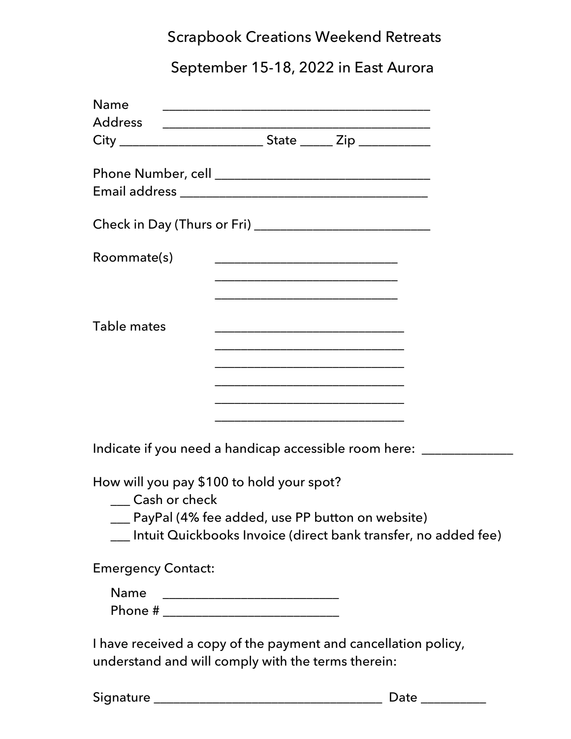# Scrapbook Creations Weekend Retreats

## September 15-18, 2022 in East Aurora

Name ________________________________________

Address ________________________________________

City _____________________ State _____ Zip ___________

Phone Number, cell ________________________________

Email address _____________________________________

Check in Day (Thurs or Fri) __________________________

Roommate(s) ___________________________

___________________________

___________________________

Table mates ____________________________

____________________________

____________________________

____________________________

____________________________

____________________________

Indicate if you need a handicap accessible room here: _____________

How will you pay $100 to hold your spot?

- ___ Cash or check
- ___ PayPal (4% fee added, use PP button on website)
- ___ Intuit Quickbooks Invoice (direct bank transfer, no added fee)

Emergency Contact:

Name __________________________

Phone # __________________________

I have received a copy of the payment and cancellation policy, understand and will comply with the terms therein:

Signature __________________________________ Date _________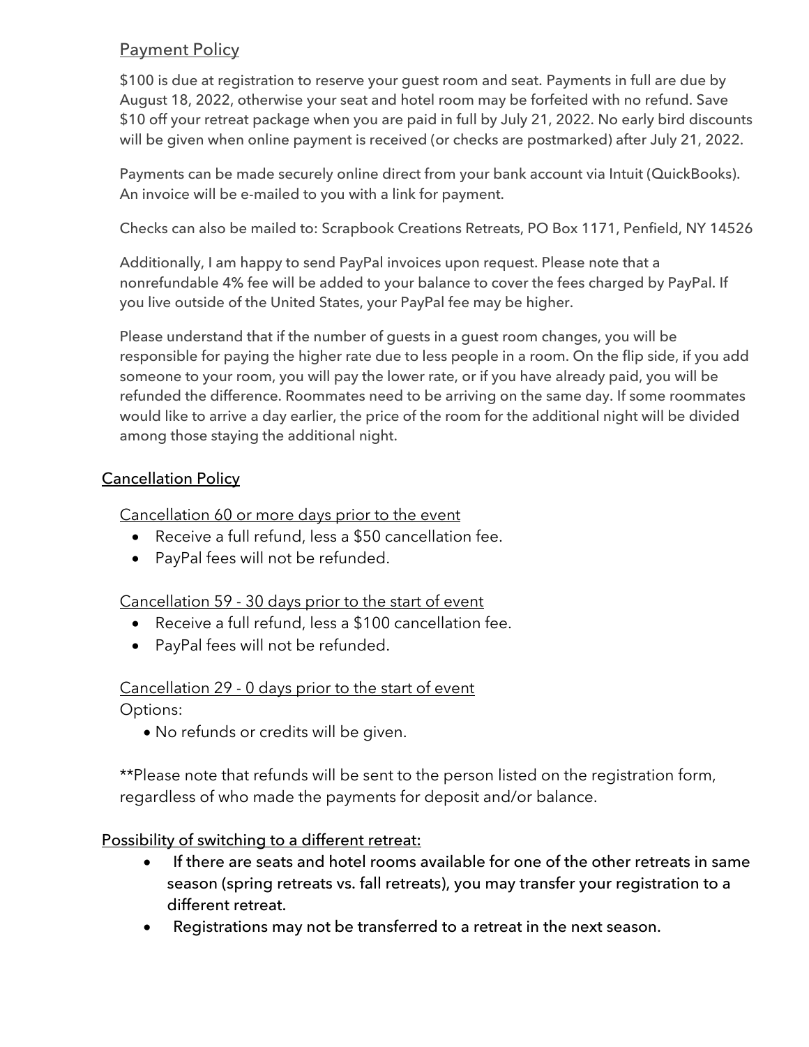## Payment Policy

$100 is due at registration to reserve your guest room and seat. Payments in full are due by August 18, 2022, otherwise your seat and hotel room may be forfeited with no refund. Save $10 off your retreat package when you are paid in full by July 21, 2022. No early bird discounts will be given when online payment is received (or checks are postmarked) after July 21, 2022.

Payments can be made securely online direct from your bank account via Intuit (QuickBooks). An invoice will be e-mailed to you with a link for payment.

Checks can also be mailed to: Scrapbook Creations Retreats, PO Box 1171, Penfield, NY 14526

Additionally, I am happy to send PayPal invoices upon request. Please note that a nonrefundable 4% fee will be added to your balance to cover the fees charged by PayPal. If you live outside of the United States, your PayPal fee may be higher.

Please understand that if the number of guests in a guest room changes, you will be responsible for paying the higher rate due to less people in a room. On the flip side, if you add someone to your room, you will pay the lower rate, or if you have already paid, you will be refunded the difference. Roommates need to be arriving on the same day. If some roommates would like to arrive a day earlier, the price of the room for the additional night will be divided among those staying the additional night.

## Cancellation Policy

### Cancellation 60 or more days prior to the event

- Receive a full refund, less a $50 cancellation fee.
- PayPal fees will not be refunded.

### Cancellation 59 - 30 days prior to the start of event

- Receive a full refund, less a $100 cancellation fee.
- PayPal fees will not be refunded.

### Cancellation 29 - 0 days prior to the start of event

Options:

- No refunds or credits will be given.

**Please note that refunds will be sent to the person listed on the registration form, regardless of who made the payments for deposit and/or balance.

## Possibility of switching to a different retreat:

- If there are seats and hotel rooms available for one of the other retreats in same season (spring retreats vs. fall retreats), you may transfer your registration to a different retreat.
- Registrations may not be transferred to a retreat in the next season.